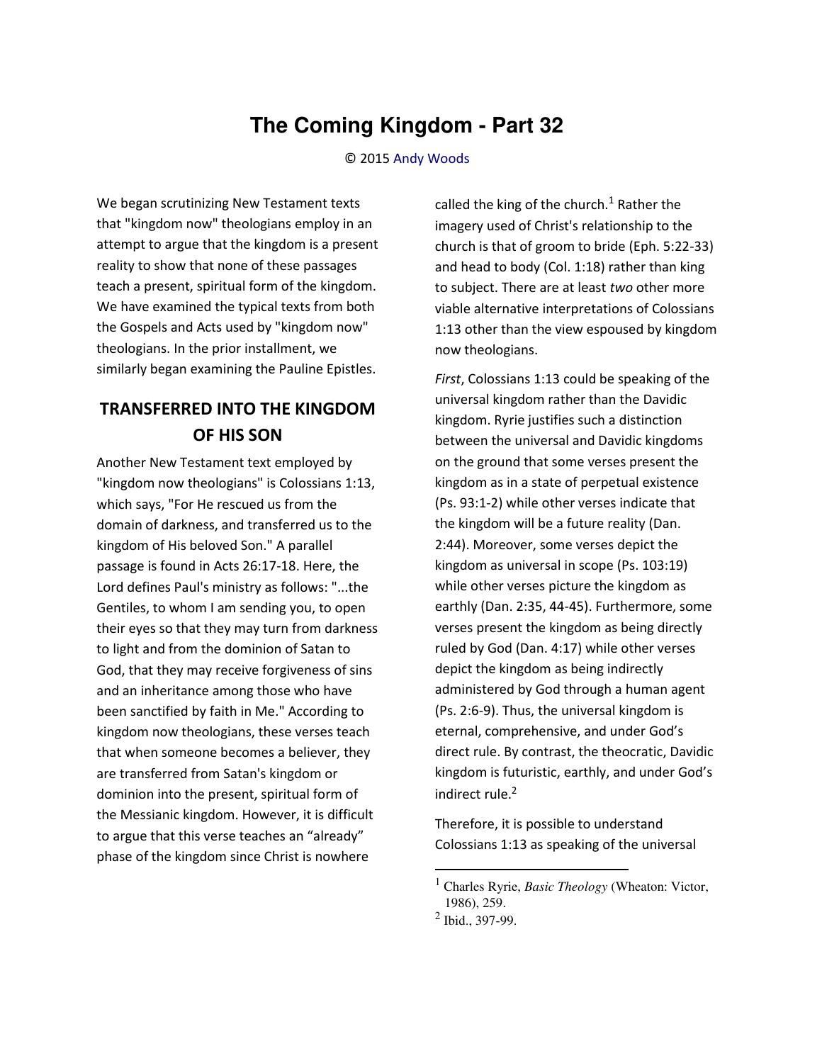# The Coming Kingdom - Part 32

© 2015 Andy Woods

We began scrutinizing New Testament texts that "kingdom now" theologians employ in an attempt to argue that the kingdom is a present reality to show that none of these passages teach a present, spiritual form of the kingdom. We have examined the typical texts from both the Gospels and Acts used by "kingdom now" theologians. In the prior installment, we similarly began examining the Pauline Epistles.

## TRANSFERRED INTO THE KINGDOM OF HIS SON

Another New Testament text employed by "kingdom now theologians" is Colossians 1:13, which says, "For He rescued us from the domain of darkness, and transferred us to the kingdom of His beloved Son." A parallel passage is found in Acts 26:17-18. Here, the Lord defines Paul's ministry as follows: "...the Gentiles, to whom I am sending you, to open their eyes so that they may turn from darkness to light and from the dominion of Satan to God, that they may receive forgiveness of sins and an inheritance among those who have been sanctified by faith in Me." According to kingdom now theologians, these verses teach that when someone becomes a believer, they are transferred from Satan's kingdom or dominion into the present, spiritual form of the Messianic kingdom. However, it is difficult to argue that this verse teaches an "already" phase of the kingdom since Christ is nowhere called the king of the church.[1] Rather the imagery used of Christ's relationship to the church is that of groom to bride (Eph. 5:22-33) and head to body (Col. 1:18) rather than king to subject. There are at least *two* other more viable alternative interpretations of Colossians 1:13 other than the view espoused by kingdom now theologians.

*First*, Colossians 1:13 could be speaking of the universal kingdom rather than the Davidic kingdom. Ryrie justifies such a distinction between the universal and Davidic kingdoms on the ground that some verses present the kingdom as in a state of perpetual existence (Ps. 93:1-2) while other verses indicate that the kingdom will be a future reality (Dan. 2:44). Moreover, some verses depict the kingdom as universal in scope (Ps. 103:19) while other verses picture the kingdom as earthly (Dan. 2:35, 44-45). Furthermore, some verses present the kingdom as being directly ruled by God (Dan. 4:17) while other verses depict the kingdom as being indirectly administered by God through a human agent (Ps. 2:6-9). Thus, the universal kingdom is eternal, comprehensive, and under God's direct rule. By contrast, the theocratic, Davidic kingdom is futuristic, earthly, and under God's indirect rule.[2]

Therefore, it is possible to understand Colossians 1:13 as speaking of the universal

---

[1] Charles Ryrie, *Basic Theology* (Wheaton: Victor, 1986), 259.

[2] Ibid., 397-99.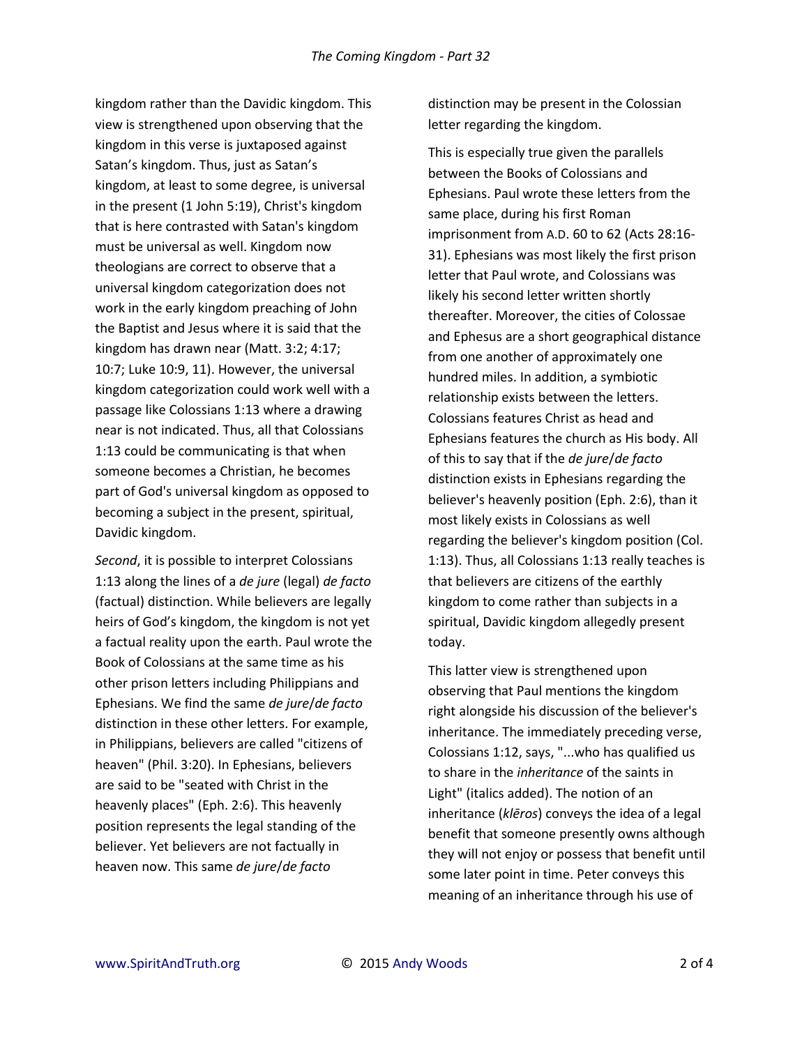kingdom rather than the Davidic kingdom. This view is strengthened upon observing that the kingdom in this verse is juxtaposed against Satan's kingdom. Thus, just as Satan's kingdom, at least to some degree, is universal in the present (1 John 5:19), Christ's kingdom that is here contrasted with Satan's kingdom must be universal as well. Kingdom now theologians are correct to observe that a universal kingdom categorization does not work in the early kingdom preaching of John the Baptist and Jesus where it is said that the kingdom has drawn near (Matt. 3:2; 4:17; 10:7; Luke 10:9, 11). However, the universal kingdom categorization could work well with a passage like Colossians 1:13 where a drawing near is not indicated. Thus, all that Colossians 1:13 could be communicating is that when someone becomes a Christian, he becomes part of God's universal kingdom as opposed to becoming a subject in the present, spiritual, Davidic kingdom.

*Second*, it is possible to interpret Colossians 1:13 along the lines of a *de jure* (legal) *de facto* (factual) distinction. While believers are legally heirs of God's kingdom, the kingdom is not yet a factual reality upon the earth. Paul wrote the Book of Colossians at the same time as his other prison letters including Philippians and Ephesians. We find the same *de jure*/*de facto* distinction in these other letters. For example, in Philippians, believers are called "citizens of heaven" (Phil. 3:20). In Ephesians, believers are said to be "seated with Christ in the heavenly places" (Eph. 2:6). This heavenly position represents the legal standing of the believer. Yet believers are not factually in heaven now. This same *de jure*/*de facto* distinction may be present in the Colossian letter regarding the kingdom.

This is especially true given the parallels between the Books of Colossians and Ephesians. Paul wrote these letters from the same place, during his first Roman imprisonment from A.D. 60 to 62 (Acts 28:16-31). Ephesians was most likely the first prison letter that Paul wrote, and Colossians was likely his second letter written shortly thereafter. Moreover, the cities of Colossae and Ephesus are a short geographical distance from one another of approximately one hundred miles. In addition, a symbiotic relationship exists between the letters. Colossians features Christ as head and Ephesians features the church as His body. All of this to say that if the *de jure*/*de facto* distinction exists in Ephesians regarding the believer's heavenly position (Eph. 2:6), than it most likely exists in Colossians as well regarding the believer's kingdom position (Col. 1:13). Thus, all Colossians 1:13 really teaches is that believers are citizens of the earthly kingdom to come rather than subjects in a spiritual, Davidic kingdom allegedly present today.

This latter view is strengthened upon observing that Paul mentions the kingdom right alongside his discussion of the believer's inheritance. The immediately preceding verse, Colossians 1:12, says, "...who has qualified us to share in the *inheritance* of the saints in Light" (italics added). The notion of an inheritance (*klēros*) conveys the idea of a legal benefit that someone presently owns although they will not enjoy or possess that benefit until some later point in time. Peter conveys this meaning of an inheritance through his use of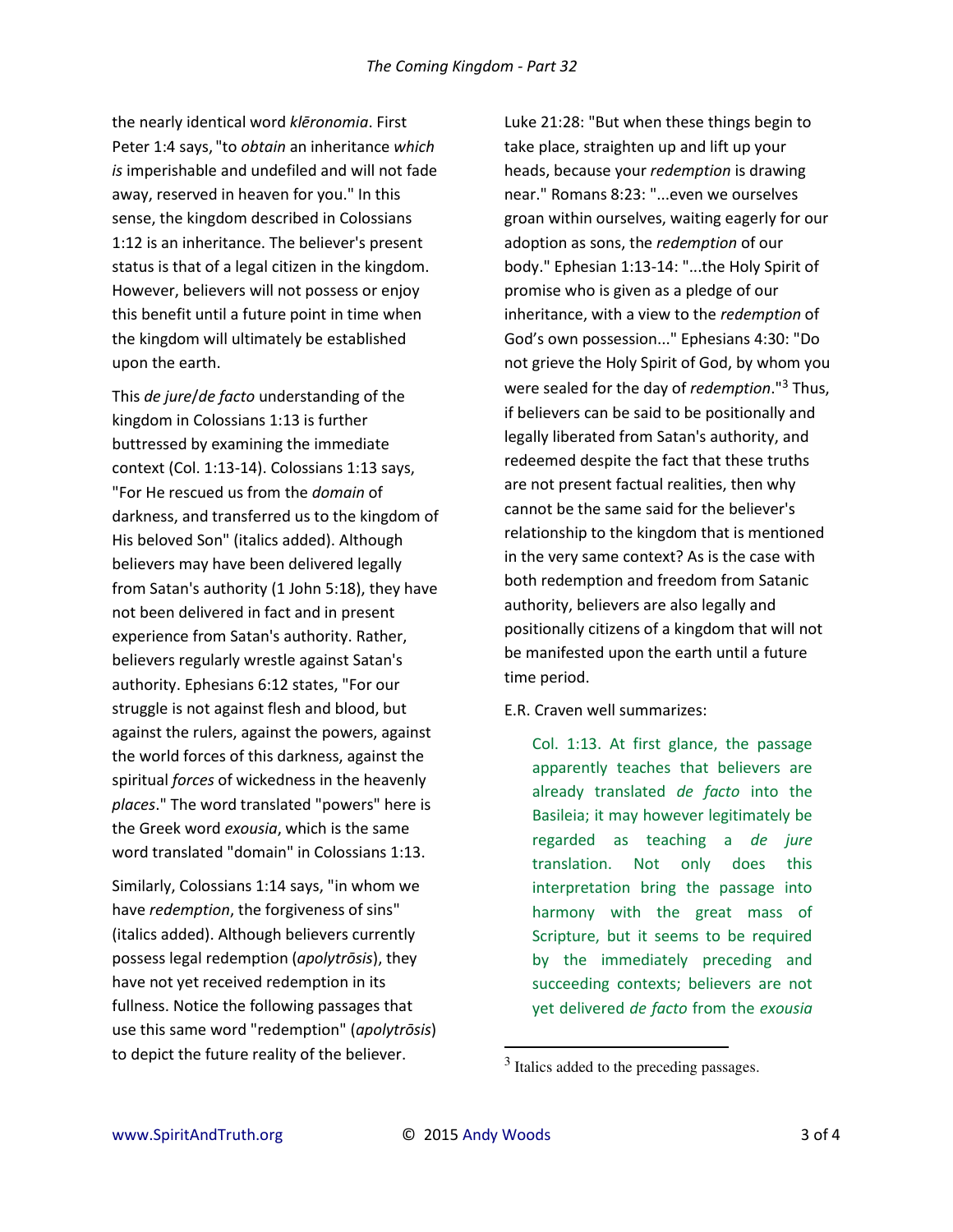the nearly identical word *klēronomia*. First Peter 1:4 says, "to *obtain* an inheritance *which is* imperishable and undefiled and will not fade away, reserved in heaven for you." In this sense, the kingdom described in Colossians 1:12 is an inheritance. The believer's present status is that of a legal citizen in the kingdom. However, believers will not possess or enjoy this benefit until a future point in time when the kingdom will ultimately be established upon the earth.

This *de jure*/*de facto* understanding of the kingdom in Colossians 1:13 is further buttressed by examining the immediate context (Col. 1:13-14). Colossians 1:13 says, "For He rescued us from the *domain* of darkness, and transferred us to the kingdom of His beloved Son" (italics added). Although believers may have been delivered legally from Satan's authority (1 John 5:18), they have not been delivered in fact and in present experience from Satan's authority. Rather, believers regularly wrestle against Satan's authority. Ephesians 6:12 states, "For our struggle is not against flesh and blood, but against the rulers, against the powers, against the world forces of this darkness, against the spiritual *forces* of wickedness in the heavenly *places*." The word translated "powers" here is the Greek word *exousia*, which is the same word translated "domain" in Colossians 1:13.

Similarly, Colossians 1:14 says, "in whom we have *redemption*, the forgiveness of sins" (italics added). Although believers currently possess legal redemption (*apolytrōsis*), they have not yet received redemption in its fullness. Notice the following passages that use this same word "redemption" (*apolytrōsis*) to depict the future reality of the believer. Luke 21:28: "But when these things begin to take place, straighten up and lift up your heads, because your *redemption* is drawing near." Romans 8:23: "...even we ourselves groan within ourselves, waiting eagerly for our adoption as sons, the *redemption* of our body." Ephesian 1:13-14: "...the Holy Spirit of promise who is given as a pledge of our inheritance, with a view to the *redemption* of God's own possession..." Ephesians 4:30: "Do not grieve the Holy Spirit of God, by whom you were sealed for the day of *redemption*."[3] Thus, if believers can be said to be positionally and legally liberated from Satan's authority, and redeemed despite the fact that these truths are not present factual realities, then why cannot be the same said for the believer's relationship to the kingdom that is mentioned in the very same context? As is the case with both redemption and freedom from Satanic authority, believers are also legally and positionally citizens of a kingdom that will not be manifested upon the earth until a future time period.

E.R. Craven well summarizes:

> Col. 1:13. At first glance, the passage apparently teaches that believers are already translated *de facto* into the Basileia; it may however legitimately be regarded as teaching a *de jure* translation. Not only does this interpretation bring the passage into harmony with the great mass of Scripture, but it seems to be required by the immediately preceding and succeeding contexts; believers are not yet delivered *de facto* from the *exousia*

[3] Italics added to the preceding passages.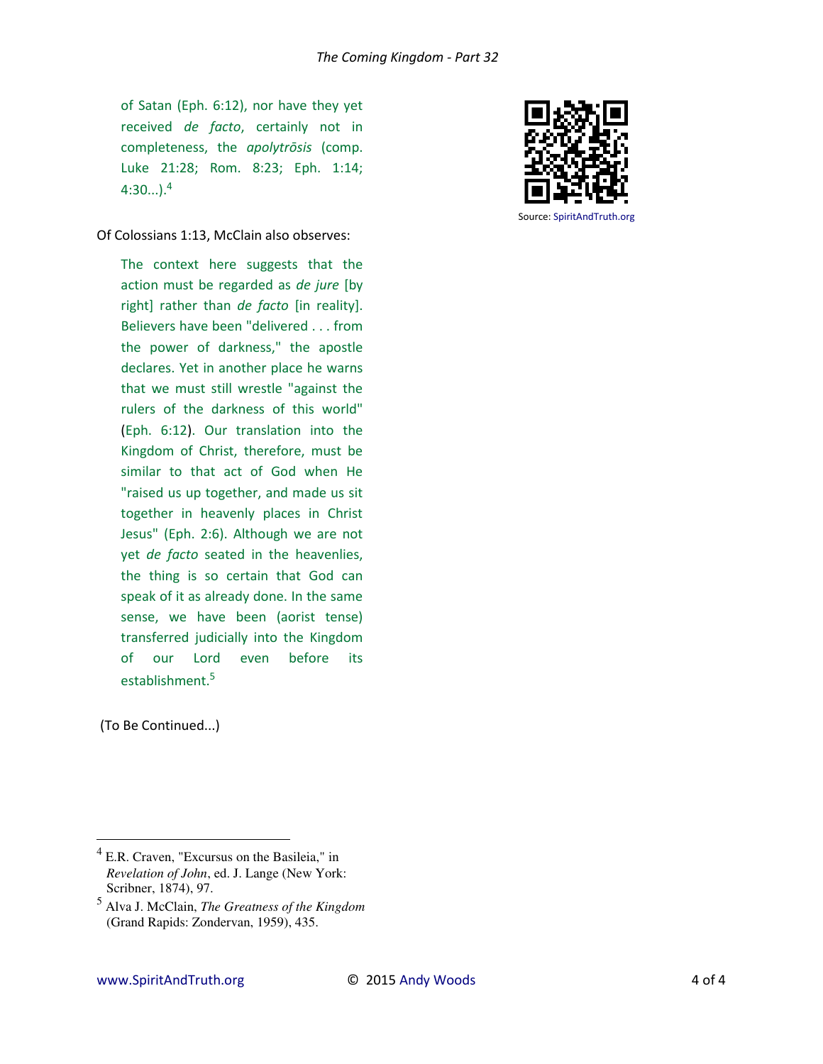> of Satan (Eph. 6:12), nor have they yet received *de facto*, certainly not in completeness, the *apolytrōsis* (comp. Luke 21:28; Rom. 8:23; Eph. 1:14; 4:30...).[4]

Source: SpiritAndTruth.org

Of Colossians 1:13, McClain also observes:

> The context here suggests that the action must be regarded as *de jure* [by right] rather than *de facto* [in reality]. Believers have been "delivered . . . from the power of darkness," the apostle declares. Yet in another place he warns that we must still wrestle "against the rulers of the darkness of this world" (Eph. 6:12). Our translation into the Kingdom of Christ, therefore, must be similar to that act of God when He "raised us up together, and made us sit together in heavenly places in Christ Jesus" (Eph. 2:6). Although we are not yet *de facto* seated in the heavenlies, the thing is so certain that God can speak of it as already done. In the same sense, we have been (aorist tense) transferred judicially into the Kingdom of our Lord even before its establishment.[5]

(To Be Continued...)

---

[4] E.R. Craven, "Excursus on the Basileia," in *Revelation of John*, ed. J. Lange (New York: Scribner, 1874), 97.

[5] Alva J. McClain, *The Greatness of the Kingdom* (Grand Rapids: Zondervan, 1959), 435.